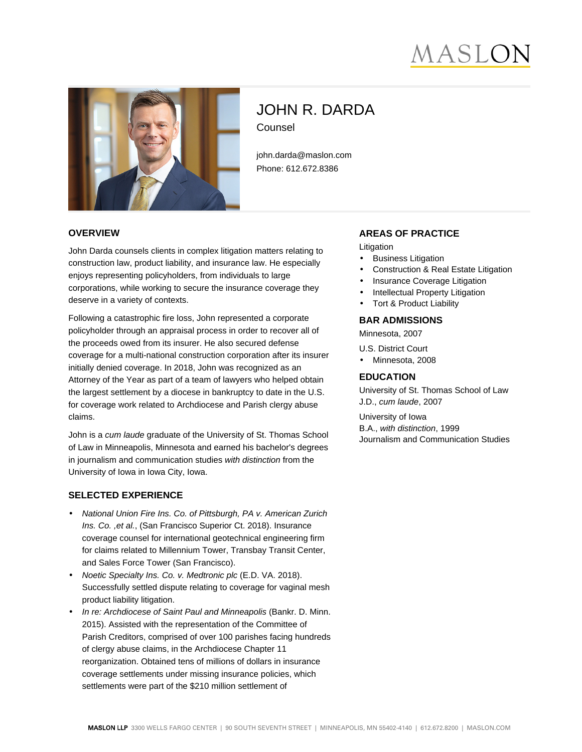# JOHN R. DARDA

Counsel

john.darda@maslon.com
Phone: 612.672.8386

## OVERVIEW

John Darda counsels clients in complex litigation matters relating to construction law, product liability, and insurance law. He especially enjoys representing policyholders, from individuals to large corporations, while working to secure the insurance coverage they deserve in a variety of contexts.

Following a catastrophic fire loss, John represented a corporate policyholder through an appraisal process in order to recover all of the proceeds owed from its insurer. He also secured defense coverage for a multi-national construction corporation after its insurer initially denied coverage. In 2018, John was recognized as an Attorney of the Year as part of a team of lawyers who helped obtain the largest settlement by a diocese in bankruptcy to date in the U.S. for coverage work related to Archdiocese and Parish clergy abuse claims.

John is a *cum laude* graduate of the University of St. Thomas School of Law in Minneapolis, Minnesota and earned his bachelor's degrees in journalism and communication studies *with distinction* from the University of Iowa in Iowa City, Iowa.

## SELECTED EXPERIENCE

- *National Union Fire Ins. Co. of Pittsburgh, PA v. American Zurich Ins. Co. ,et al.*, (San Francisco Superior Ct. 2018). Insurance coverage counsel for international geotechnical engineering firm for claims related to Millennium Tower, Transbay Transit Center, and Sales Force Tower (San Francisco).
- *Noetic Specialty Ins. Co. v. Medtronic plc* (E.D. VA. 2018). Successfully settled dispute relating to coverage for vaginal mesh product liability litigation.
- *In re: Archdiocese of Saint Paul and Minneapolis* (Bankr. D. Minn. 2015). Assisted with the representation of the Committee of Parish Creditors, comprised of over 100 parishes facing hundreds of clergy abuse claims, in the Archdiocese Chapter 11 reorganization. Obtained tens of millions of dollars in insurance coverage settlements under missing insurance policies, which settlements were part of the $210 million settlement of

## AREAS OF PRACTICE

Litigation

- Business Litigation
- Construction & Real Estate Litigation
- Insurance Coverage Litigation
- Intellectual Property Litigation
- Tort & Product Liability

## BAR ADMISSIONS

Minnesota, 2007

U.S. District Court

- Minnesota, 2008

## EDUCATION

University of St. Thomas School of Law
J.D., *cum laude*, 2007

University of Iowa
B.A., *with distinction*, 1999
Journalism and Communication Studies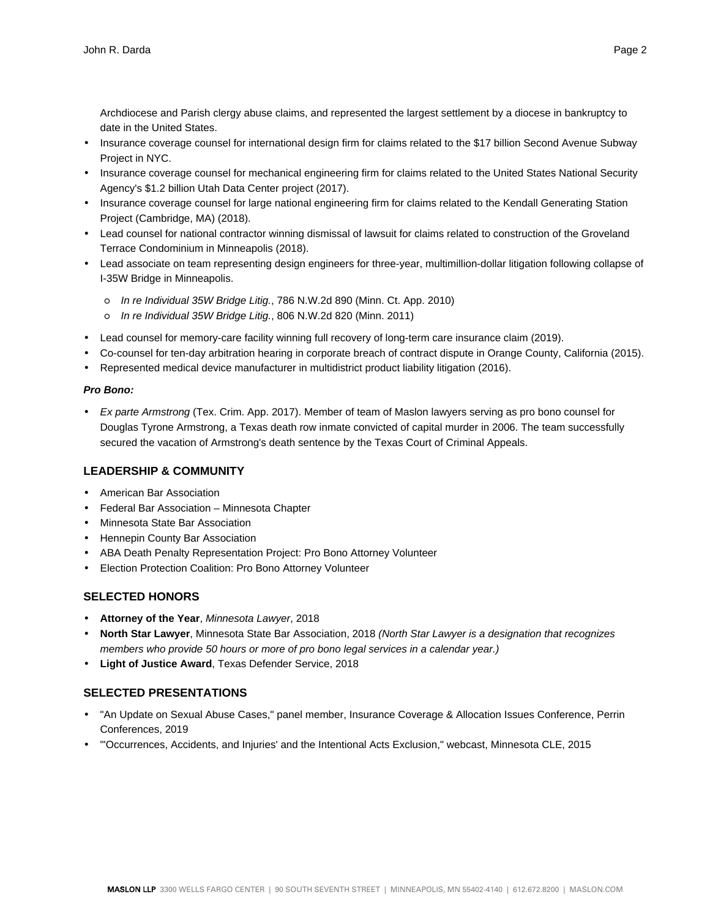Archdiocese and Parish clergy abuse claims, and represented the largest settlement by a diocese in bankruptcy to date in the United States.

- Insurance coverage counsel for international design firm for claims related to the $17 billion Second Avenue Subway Project in NYC.
- Insurance coverage counsel for mechanical engineering firm for claims related to the United States National Security Agency's $1.2 billion Utah Data Center project (2017).
- Insurance coverage counsel for large national engineering firm for claims related to the Kendall Generating Station Project (Cambridge, MA) (2018).
- Lead counsel for national contractor winning dismissal of lawsuit for claims related to construction of the Groveland Terrace Condominium in Minneapolis (2018).
- Lead associate on team representing design engineers for three-year, multimillion-dollar litigation following collapse of I-35W Bridge in Minneapolis.
  - *In re Individual 35W Bridge Litig.*, 786 N.W.2d 890 (Minn. Ct. App. 2010)
  - *In re Individual 35W Bridge Litig.*, 806 N.W.2d 820 (Minn. 2011)
- Lead counsel for memory-care facility winning full recovery of long-term care insurance claim (2019).
- Co-counsel for ten-day arbitration hearing in corporate breach of contract dispute in Orange County, California (2015).
- Represented medical device manufacturer in multidistrict product liability litigation (2016).

***Pro Bono:***

- *Ex parte Armstrong* (Tex. Crim. App. 2017). Member of team of Maslon lawyers serving as pro bono counsel for Douglas Tyrone Armstrong, a Texas death row inmate convicted of capital murder in 2006. The team successfully secured the vacation of Armstrong's death sentence by the Texas Court of Criminal Appeals.

## LEADERSHIP & COMMUNITY

- American Bar Association
- Federal Bar Association – Minnesota Chapter
- Minnesota State Bar Association
- Hennepin County Bar Association
- ABA Death Penalty Representation Project: Pro Bono Attorney Volunteer
- Election Protection Coalition: Pro Bono Attorney Volunteer

## SELECTED HONORS

- **Attorney of the Year**, *Minnesota Lawyer*, 2018
- **North Star Lawyer**, Minnesota State Bar Association, 2018 *(North Star Lawyer is a designation that recognizes members who provide 50 hours or more of pro bono legal services in a calendar year.)*
- **Light of Justice Award**, Texas Defender Service, 2018

## SELECTED PRESENTATIONS

- "An Update on Sexual Abuse Cases," panel member, Insurance Coverage & Allocation Issues Conference, Perrin Conferences, 2019
- "'Occurrences, Accidents, and Injuries' and the Intentional Acts Exclusion," webcast, Minnesota CLE, 2015